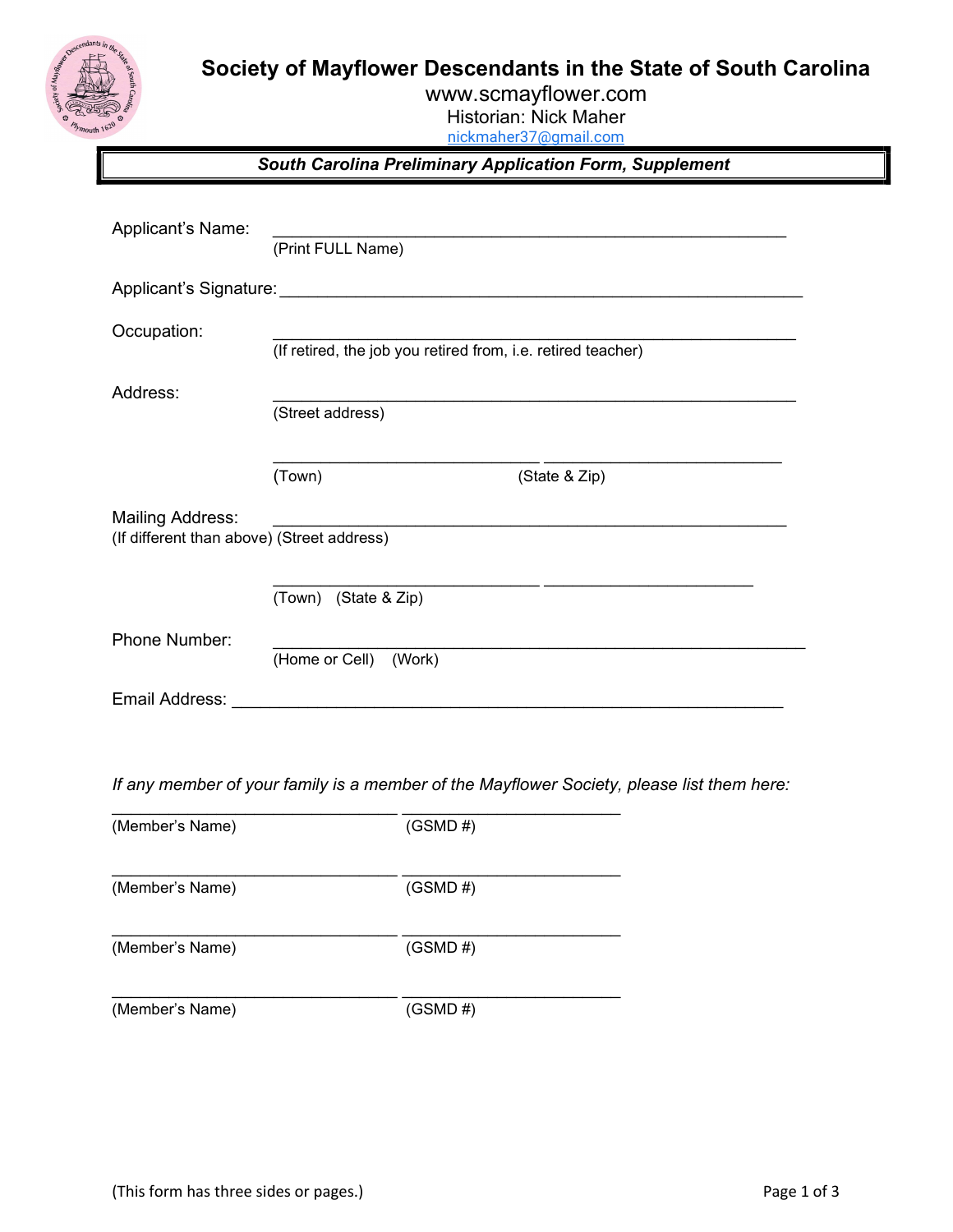# Society of Mayflower Descendants in the State of South Carolina

www.scmayflower.com
Historian: Nick Maher
nickmaher37@gmail.com

## *South Carolina Preliminary Application Form, Supplement*

Applicant's Name: \_\_\_\_\_\_\_\_\_\_\_\_\_\_\_\_\_\_\_\_\_\_\_\_\_\_\_\_\_\_\_\_\_\_\_\_\_\_\_\_\_\_\_\_\_\_\_\_\_\_\_\_
(Print FULL Name)

Applicant's Signature: \_\_\_\_\_\_\_\_\_\_\_\_\_\_\_\_\_\_\_\_\_\_\_\_\_\_\_\_\_\_\_\_\_\_\_\_\_\_\_\_\_\_\_\_\_\_\_\_\_\_\_\_

Occupation: \_\_\_\_\_\_\_\_\_\_\_\_\_\_\_\_\_\_\_\_\_\_\_\_\_\_\_\_\_\_\_\_\_\_\_\_\_\_\_\_\_\_\_\_\_\_\_\_\_\_\_\_
(If retired, the job you retired from, i.e. retired teacher)

Address: \_\_\_\_\_\_\_\_\_\_\_\_\_\_\_\_\_\_\_\_\_\_\_\_\_\_\_\_\_\_\_\_\_\_\_\_\_\_\_\_\_\_\_\_\_\_\_\_\_\_\_\_
(Street address)

\_\_\_\_\_\_\_\_\_\_\_\_\_\_\_\_\_\_\_\_\_\_\_\_\_\_ \_\_\_\_\_\_\_\_\_\_\_\_\_\_\_\_\_\_\_\_\_\_\_\_
(Town) (State & Zip)

Mailing Address: \_\_\_\_\_\_\_\_\_\_\_\_\_\_\_\_\_\_\_\_\_\_\_\_\_\_\_\_\_\_\_\_\_\_\_\_\_\_\_\_\_\_\_\_\_\_\_\_\_\_\_\_
(If different than above) (Street address)

\_\_\_\_\_\_\_\_\_\_\_\_\_\_\_\_\_\_\_\_\_\_\_\_\_\_ \_\_\_\_\_\_\_\_\_\_\_\_\_\_\_\_\_\_\_\_\_\_
(Town) (State & Zip)

Phone Number: \_\_\_\_\_\_\_\_\_\_\_\_\_\_\_\_\_\_\_\_\_\_\_\_\_\_\_\_\_\_\_\_\_\_\_\_\_\_\_\_\_\_\_\_\_\_\_\_\_\_\_\_
(Home or Cell) (Work)

Email Address: \_\_\_\_\_\_\_\_\_\_\_\_\_\_\_\_\_\_\_\_\_\_\_\_\_\_\_\_\_\_\_\_\_\_\_\_\_\_\_\_\_\_\_\_\_\_\_\_\_\_\_\_

*If any member of your family is a member of the Mayflower Society, please list them here:*

\_\_\_\_\_\_\_\_\_\_\_\_\_\_\_\_\_\_\_\_\_\_\_\_\_\_\_\_ \_\_\_\_\_\_\_\_\_\_\_\_\_\_\_\_\_\_\_\_\_\_
(Member's Name) (GSMD #)

\_\_\_\_\_\_\_\_\_\_\_\_\_\_\_\_\_\_\_\_\_\_\_\_\_\_\_\_ \_\_\_\_\_\_\_\_\_\_\_\_\_\_\_\_\_\_\_\_\_\_
(Member's Name) (GSMD #)

\_\_\_\_\_\_\_\_\_\_\_\_\_\_\_\_\_\_\_\_\_\_\_\_\_\_\_\_ \_\_\_\_\_\_\_\_\_\_\_\_\_\_\_\_\_\_\_\_\_\_
(Member's Name) (GSMD #)

\_\_\_\_\_\_\_\_\_\_\_\_\_\_\_\_\_\_\_\_\_\_\_\_\_\_\_\_ \_\_\_\_\_\_\_\_\_\_\_\_\_\_\_\_\_\_\_\_\_\_
(Member's Name) (GSMD #)

(This form has three sides or pages.)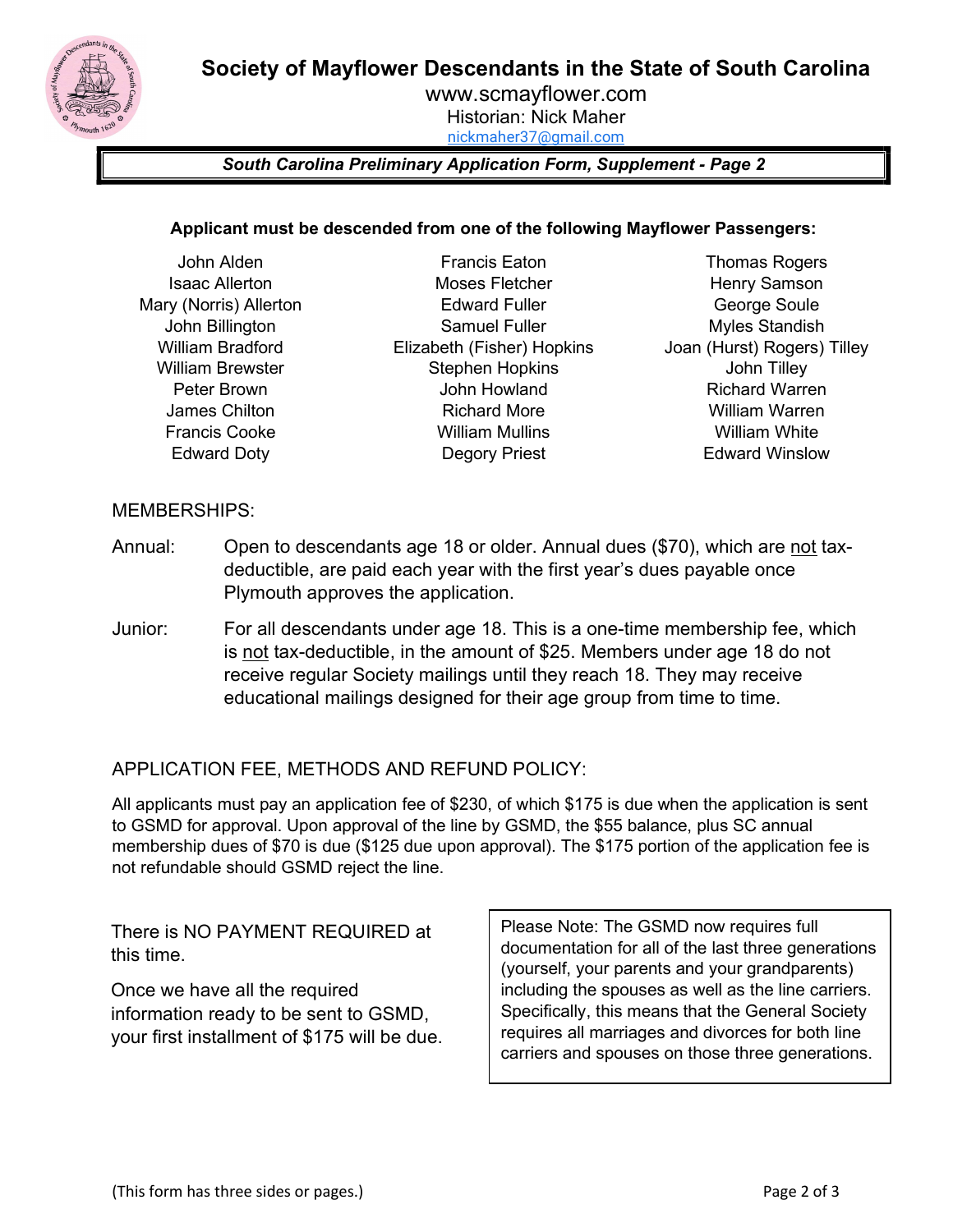# Society of Mayflower Descendants in the State of South Carolina

www.scmayflower.com

Historian: Nick Maher

nickmaher37@gmail.com

***South Carolina Preliminary Application Form, Supplement - Page 2***

**Applicant must be descended from one of the following Mayflower Passengers:**

| | | |
|---|---|---|
| John Alden | Francis Eaton | Thomas Rogers |
| Isaac Allerton | Moses Fletcher | Henry Samson |
| Mary (Norris) Allerton | Edward Fuller | George Soule |
| John Billington | Samuel Fuller | Myles Standish |
| William Bradford | Elizabeth (Fisher) Hopkins | Joan (Hurst) Rogers) Tilley |
| William Brewster | Stephen Hopkins | John Tilley |
| Peter Brown | John Howland | Richard Warren |
| James Chilton | Richard More | William Warren |
| Francis Cooke | William Mullins | William White |
| Edward Doty | Degory Priest | Edward Winslow |

## MEMBERSHIPS:

Annual: Open to descendants age 18 or older. Annual dues ($70), which are not tax-deductible, are paid each year with the first year's dues payable once Plymouth approves the application.

Junior: For all descendants under age 18. This is a one-time membership fee, which is not tax-deductible, in the amount of $25. Members under age 18 do not receive regular Society mailings until they reach 18. They may receive educational mailings designed for their age group from time to time.

## APPLICATION FEE, METHODS AND REFUND POLICY:

All applicants must pay an application fee of $230, of which $175 is due when the application is sent to GSMD for approval. Upon approval of the line by GSMD, the $55 balance, plus SC annual membership dues of $70 is due ($125 due upon approval). The $175 portion of the application fee is not refundable should GSMD reject the line.

There is NO PAYMENT REQUIRED at this time.

Once we have all the required information ready to be sent to GSMD, your first installment of $175 will be due.

Please Note: The GSMD now requires full documentation for all of the last three generations (yourself, your parents and your grandparents) including the spouses as well as the line carriers. Specifically, this means that the General Society requires all marriages and divorces for both line carriers and spouses on those three generations.

(This form has three sides or pages.)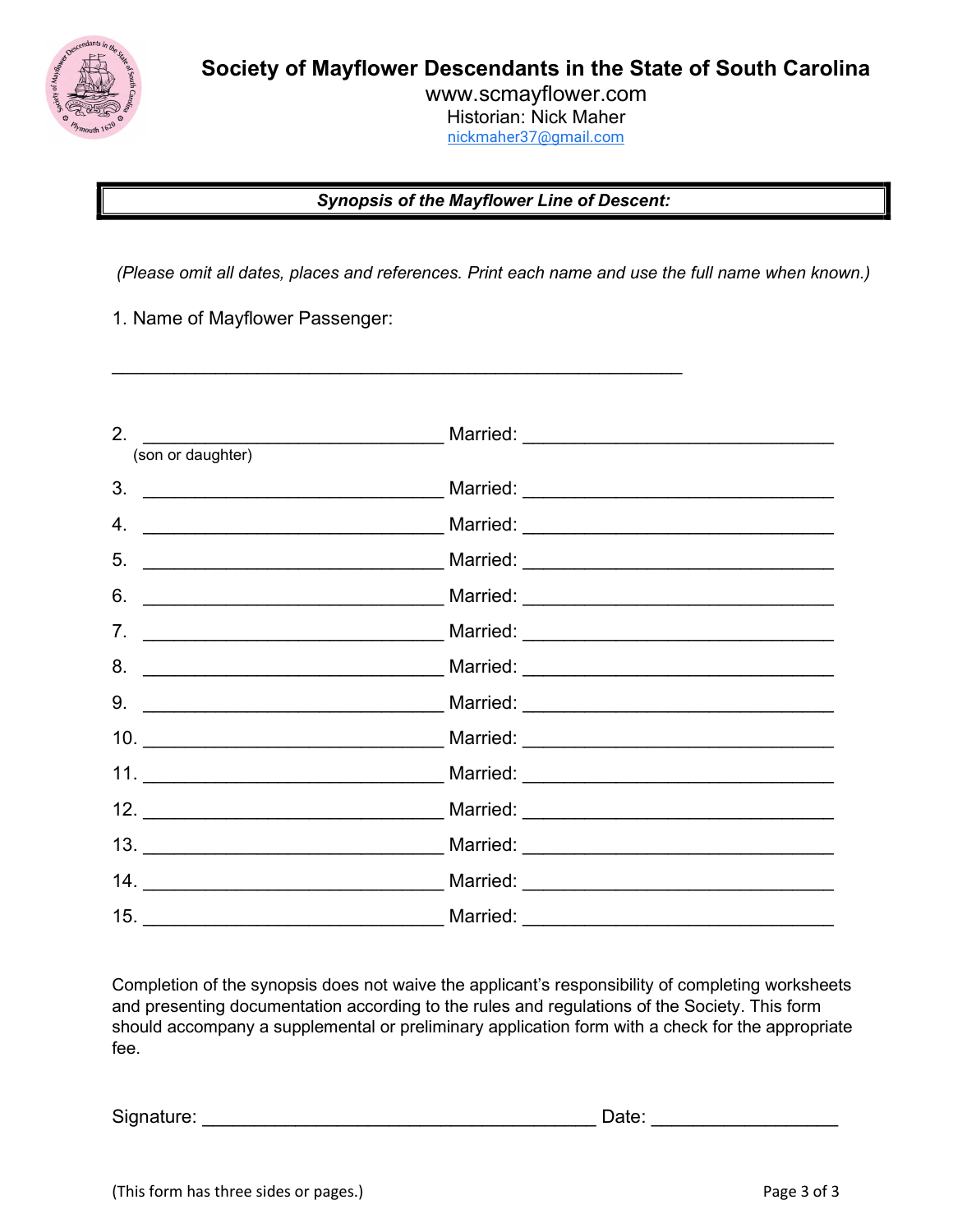# Society of Mayflower Descendants in the State of South Carolina

www.scmayflower.com

Historian: Nick Maher

nickmaher37@gmail.com

***Synopsis of the Mayflower Line of Descent:***

*(Please omit all dates, places and references. Print each name and use the full name when known.)*

1. Name of Mayflower Passenger:

_______________________________________________

2. ______________________________ Married: ______________________________
   (son or daughter)
3. ______________________________ Married: ______________________________
4. ______________________________ Married: ______________________________
5. ______________________________ Married: ______________________________
6. ______________________________ Married: ______________________________
7. ______________________________ Married: ______________________________
8. ______________________________ Married: ______________________________
9. ______________________________ Married: ______________________________
10. ______________________________ Married: ______________________________
11. ______________________________ Married: ______________________________
12. ______________________________ Married: ______________________________
13. ______________________________ Married: ______________________________
14. ______________________________ Married: ______________________________
15. ______________________________ Married: ______________________________

Completion of the synopsis does not waive the applicant's responsibility of completing worksheets and presenting documentation according to the rules and regulations of the Society. This form should accompany a supplemental or preliminary application form with a check for the appropriate fee.

Signature: ______________________________________ Date: __________________

(This form has three sides or pages.)